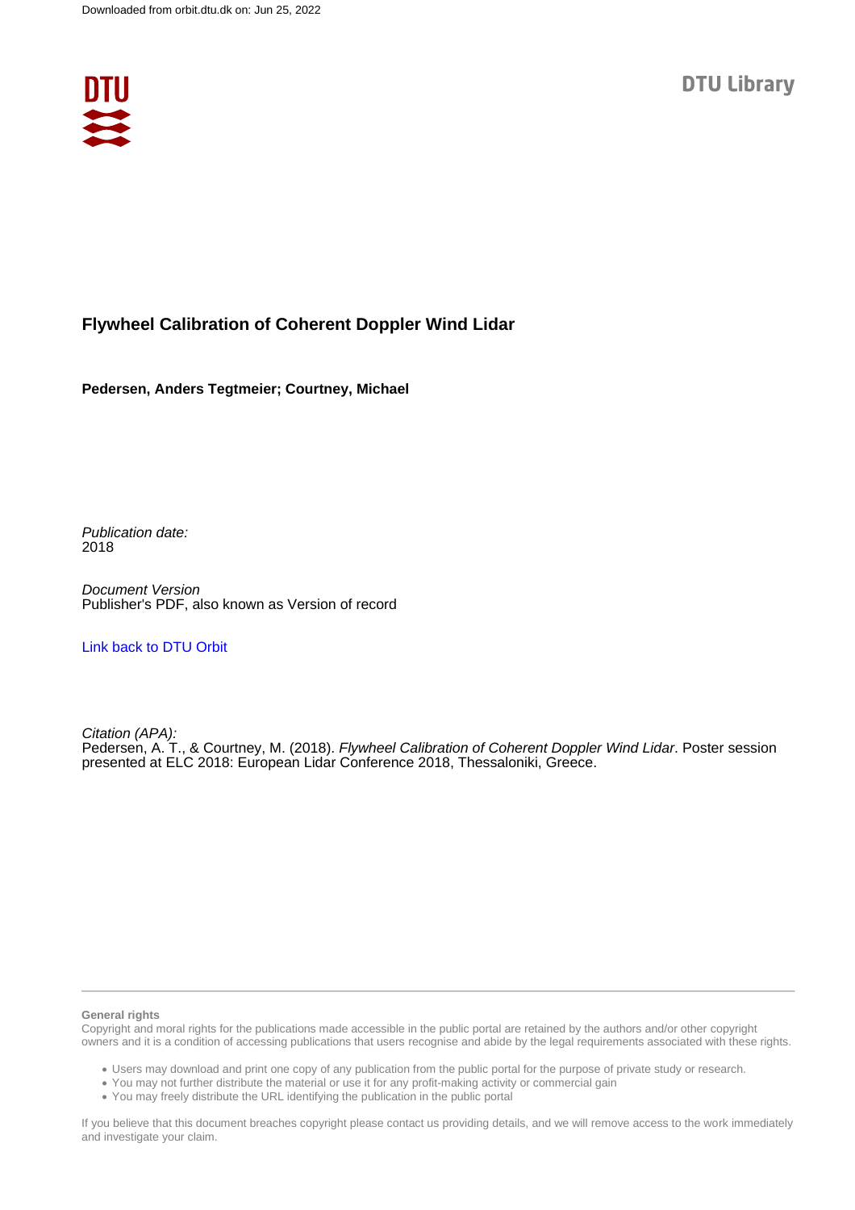Downloaded from orbit.dtu.dk on: Jun 25, 2022

DTU Library

# Flywheel Calibration of Coherent Doppler Wind Lidar

**Pedersen, Anders Tegtmeier; Courtney, Michael**

*Publication date:*
2018

*Document Version*
Publisher's PDF, also known as Version of record

[Link back to DTU Orbit](#)

*Citation (APA):*
Pedersen, A. T., & Courtney, M. (2018). *Flywheel Calibration of Coherent Doppler Wind Lidar*. Poster session presented at ELC 2018: European Lidar Conference 2018, Thessaloniki, Greece.

**General rights**
Copyright and moral rights for the publications made accessible in the public portal are retained by the authors and/or other copyright owners and it is a condition of accessing publications that users recognise and abide by the legal requirements associated with these rights.

- Users may download and print one copy of any publication from the public portal for the purpose of private study or research.
- You may not further distribute the material or use it for any profit-making activity or commercial gain
- You may freely distribute the URL identifying the publication in the public portal

If you believe that this document breaches copyright please contact us providing details, and we will remove access to the work immediately and investigate your claim.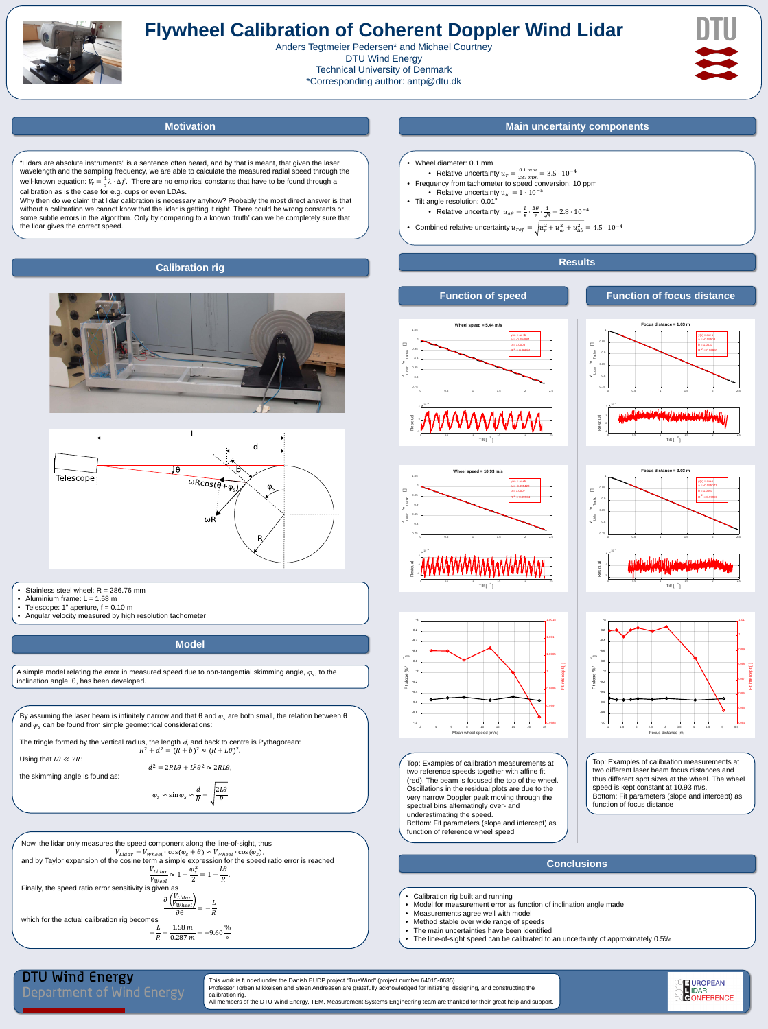# Flywheel Calibration of Coherent Doppler Wind Lidar

Anders Tegtmeier Pedersen* and Michael Courtney
DTU Wind Energy
Technical University of Denmark
*Corresponding author: antp@dtu.dk

## Motivation

"Lidars are absolute instruments" is a sentence often heard, and by that is meant, that given the laser wavelength and the sampling frequency, we are able to calculate the measured radial speed through the well-known equation: $V_r = \frac{1}{2}\lambda \cdot \Delta f$. There are no empirical constants that have to be found through a calibration as is the case for e.g. cups or even LDAs.
Why then do we claim that lidar calibration is necessary anyhow? Probably the most direct answer is that without a calibration we cannot know that the lidar is getting it right. There could be wrong constants or some subtle errors in the algorithm. Only by comparing to a known 'truth' can we be completely sure that the lidar gives the correct speed.

## Calibration rig

L
d
Telescope
θ
b
ωRcos(θ+φs)
φs
ωR
R

- Stainless steel wheel: R = 286.76 mm
- Aluminium frame: L = 1.58 m
- Telescope: 1" aperture, f = 0.10 m
- Angular velocity measured by high resolution tachometer

## Model

A simple model relating the error in measured speed due to non-tangential skimming angle, $\varphi_s$, to the inclination angle, θ, has been developed.

By assuming the laser beam is infinitely narrow and that θ and $\varphi_s$ are both small, the relation between θ and $\varphi_s$ can be found from simple geometrical considerations:

The tringle formed by the vertical radius, the length $d$, and back to centre is Pythagorean:

$$R^2 + d^2 = (R+b)^2 \approx (R + L\theta)^2.$$

Using that $L\theta \ll 2R$:

$$d^2 = 2RL\theta + L^2\theta^2 \approx 2RL\theta,$$

the skimming angle is found as:

$$\varphi_s \approx \sin\varphi_s \approx \frac{d}{R} = \sqrt{\frac{2L\theta}{R}}$$

Now, the lidar only measures the speed component along the line-of-sight, thus

$$V_{Lidar} = V_{Wheel} \cdot \cos(\varphi_s + \theta) \approx V_{Wheel} \cdot \cos(\varphi_s),$$

and by Taylor expansion of the cosine term a simple expression for the speed ratio error is reached

$$\frac{V_{Lidar}}{V_{Weel}} \approx 1 - \frac{\varphi_s^2}{2} = 1 - \frac{L\theta}{R}.$$

Finally, the speed ratio error sensitivity is given as

$$\frac{\partial\left(\frac{V_{Lidar}}{V_{Wheel}}\right)}{\partial\theta} = -\frac{L}{R}$$

which for the actual calibration rig becomes

$$-\frac{L}{R} = \frac{1.58\ m}{0.287\ m} = -9.60\frac{\%}{°}$$

## Main uncertainty components

- Wheel diameter: 0.1 mm
  - Relative uncertainty $u_r = \frac{0.1\ mm}{287\ mm} = 3.5\cdot10^{-4}$
- Frequency from tachometer to speed conversion: 10 ppm
  - Relative uncertainty $u_\omega = 1\cdot10^{-5}$
- Tilt angle resolution: 0.01°
  - Relative uncertainty $u_{\Delta\theta} = \frac{L}{R}\cdot\frac{\Delta\theta}{2}\cdot\frac{1}{\sqrt{3}} = 2.8\cdot10^{-4}$
- Combined relative uncertainty $u_{ref} = \sqrt{u_r^2 + u_\omega^2 + u_{\Delta\theta}^2} = 4.5\cdot10^{-4}$

## Results

### Function of speed

Wheel speed = 5.44 m/s

Wheel speed = 10.93 m/s

Mean wheel speed [m/s]

Top: Examples of calibration measurements at two reference speeds together with affine fit (red). The beam is focused the top of the wheel. Oscillations in the residual plots are due to the very narrow Doppler peak moving through the spectral bins alternatingly over- and underestimating the speed.
Bottom: Fit parameters (slope and intercept) as function of reference wheel speed

### Function of focus distance

Focus distance = 1.03 m

Focus distance = 3.03 m

Focus distance [m]

Top: Examples of calibration measurements at two different laser beam focus distances and thus different spot sizes at the wheel. The wheel speed is kept constant at 10.93 m/s.
Bottom: Fit parameters (slope and intercept) as function of focus distance

## Conclusions

- Calibration rig built and running
- Model for measurement error as function of inclination angle made
- Measurements agree well with model
- Method stable over wide range of speeds
- The main uncertainties have been identified
- The line-of-sight speed can be calibrated to an uncertainty of approximately 0.5‰

DTU Wind Energy
Department of Wind Energy

This work is funded under the Danish EUDP project "TrueWind" (project number 64015-0635).
Professor Torben Mikkelsen and Steen Andreasen are gratefully acknowledged for initiating, designing, and constructing the calibration rig.
All members of the DTU Wind Energy, TEM, Measurement Systems Engineering team are thanked for their great help and support.

2018 EUROPEAN LIDAR CONFERENCE